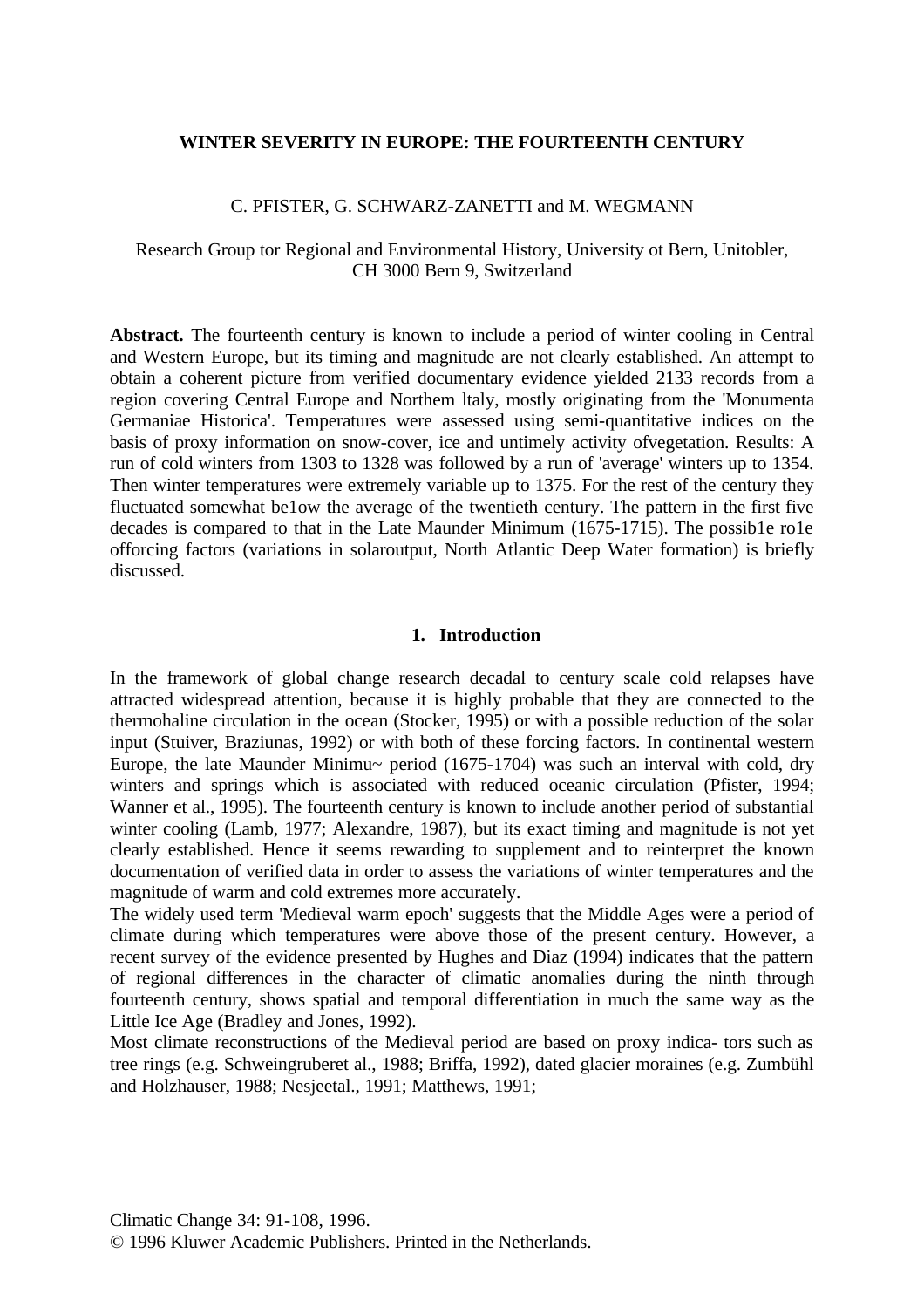# WINTER SEVERITY IN EUROPE: THE FOURTEENTH CENTURY

C. PFISTER, G. SCHWARZ-ZANETTI and M. WEGMANN

Research Group tor Regional and Environmental History, University ot Bern, Unitobler, CH 3000 Bern 9, Switzerland

**Abstract.** The fourteenth century is known to include a period of winter cooling in Central and Western Europe, but its timing and magnitude are not clearly established. An attempt to obtain a coherent picture from verified documentary evidence yielded 2133 records from a region covering Central Europe and Northem ltaly, mostly originating from the 'Monumenta Germaniae Historica'. Temperatures were assessed using semi-quantitative indices on the basis of proxy information on snow-cover, ice and untimely activity ofvegetation. Results: A run of cold winters from 1303 to 1328 was followed by a run of 'average' winters up to 1354. Then winter temperatures were extremely variable up to 1375. For the rest of the century they fluctuated somewhat be1ow the average of the twentieth century. The pattern in the first five decades is compared to that in the Late Maunder Minimum (1675-1715). The possib1e ro1e offorcing factors (variations in solaroutput, North Atlantic Deep Water formation) is briefly discussed.

## 1. Introduction

In the framework of global change research decadal to century scale cold relapses have attracted widespread attention, because it is highly probable that they are connected to the thermohaline circulation in the ocean (Stocker, 1995) or with a possible reduction of the solar input (Stuiver, Braziunas, 1992) or with both of these forcing factors. In continental western Europe, the late Maunder Minimu~ period (1675-1704) was such an interval with cold, dry winters and springs which is associated with reduced oceanic circulation (Pfister, 1994; Wanner et al., 1995). The fourteenth century is known to include another period of substantial winter cooling (Lamb, 1977; Alexandre, 1987), but its exact timing and magnitude is not yet clearly established. Hence it seems rewarding to supplement and to reinterpret the known documentation of verified data in order to assess the variations of winter temperatures and the magnitude of warm and cold extremes more accurately.

The widely used term 'Medieval warm epoch' suggests that the Middle Ages were a period of climate during which temperatures were above those of the present century. However, a recent survey of the evidence presented by Hughes and Diaz (1994) indicates that the pattern of regional differences in the character of climatic anomalies during the ninth through fourteenth century, shows spatial and temporal differentiation in much the same way as the Little Ice Age (Bradley and Jones, 1992).

Most climate reconstructions of the Medieval period are based on proxy indica- tors such as tree rings (e.g. Schweingruberet al., 1988; Briffa, 1992), dated glacier moraines (e.g. Zumbühl and Holzhauser, 1988; Nesjeetal., 1991; Matthews, 1991;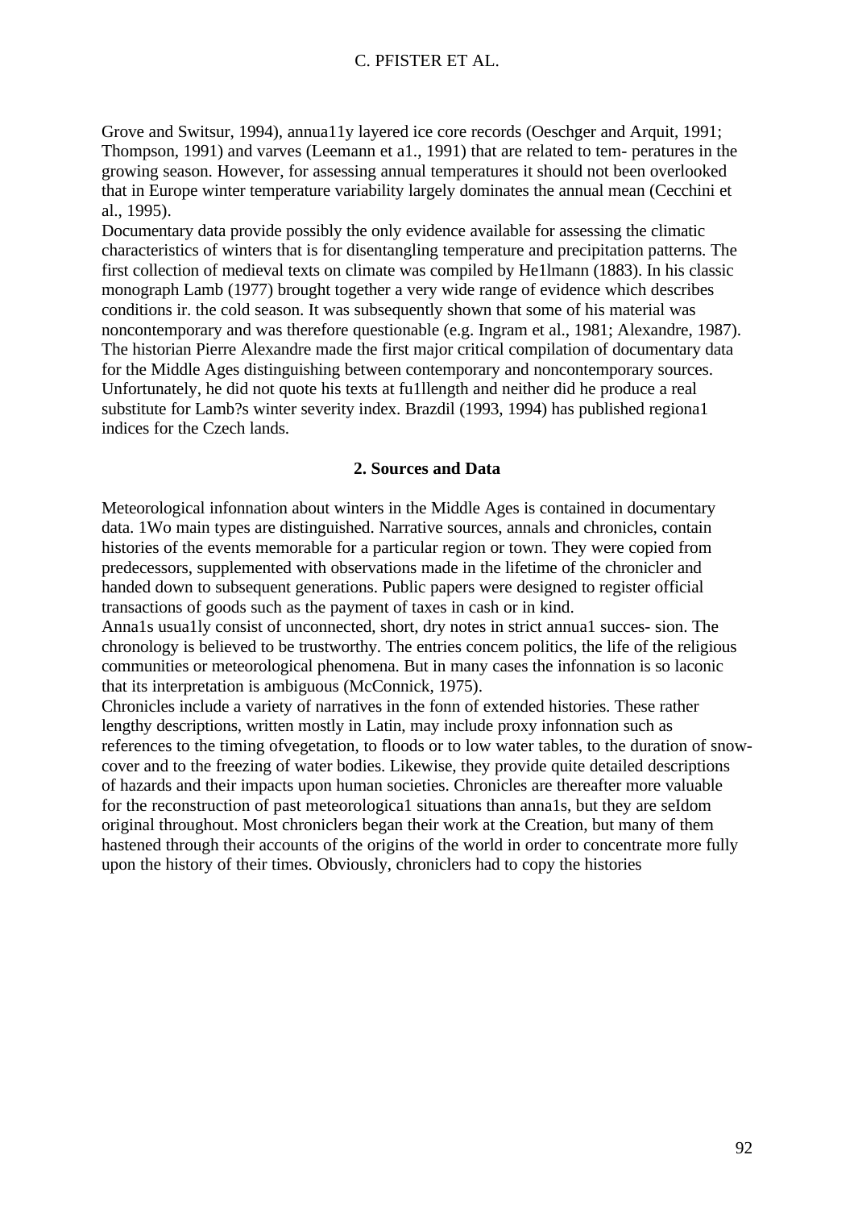Grove and Switsur, 1994), annua11y layered ice core records (Oeschger and Arquit, 1991; Thompson, 1991) and varves (Leemann et a1., 1991) that are related to tem- peratures in the growing season. However, for assessing annual temperatures it should not been overlooked that in Europe winter temperature variability largely dominates the annual mean (Cecchini et al., 1995).

Documentary data provide possibly the only evidence available for assessing the climatic characteristics of winters that is for disentangling temperature and precipitation patterns. The first collection of medieval texts on climate was compiled by He1lmann (1883). In his classic monograph Lamb (1977) brought together a very wide range of evidence which describes conditions ir. the cold season. It was subsequently shown that some of his material was noncontemporary and was therefore questionable (e.g. Ingram et al., 1981; Alexandre, 1987). The historian Pierre Alexandre made the first major critical compilation of documentary data for the Middle Ages distinguishing between contemporary and noncontemporary sources. Unfortunately, he did not quote his texts at fu1llength and neither did he produce a real substitute for Lamb?s winter severity index. Brazdil (1993, 1994) has published regiona1 indices for the Czech lands.

## 2. Sources and Data

Meteorological infonnation about winters in the Middle Ages is contained in documentary data. 1Wo main types are distinguished. Narrative sources, annals and chronicles, contain histories of the events memorable for a particular region or town. They were copied from predecessors, supplemented with observations made in the lifetime of the chronicler and handed down to subsequent generations. Public papers were designed to register official transactions of goods such as the payment of taxes in cash or in kind.

Anna1s usua1ly consist of unconnected, short, dry notes in strict annua1 succes- sion. The chronology is believed to be trustworthy. The entries concem politics, the life of the religious communities or meteorological phenomena. But in many cases the infonnation is so laconic that its interpretation is ambiguous (McConnick, 1975).

Chronicles include a variety of narratives in the fonn of extended histories. These rather lengthy descriptions, written mostly in Latin, may include proxy infonnation such as references to the timing ofvegetation, to floods or to low water tables, to the duration of snow-cover and to the freezing of water bodies. Likewise, they provide quite detailed descriptions of hazards and their impacts upon human societies. Chronicles are thereafter more valuable for the reconstruction of past meteorologica1 situations than anna1s, but they are seIdom original throughout. Most chroniclers began their work at the Creation, but many of them hastened through their accounts of the origins of the world in order to concentrate more fully upon the history of their times. Obviously, chroniclers had to copy the histories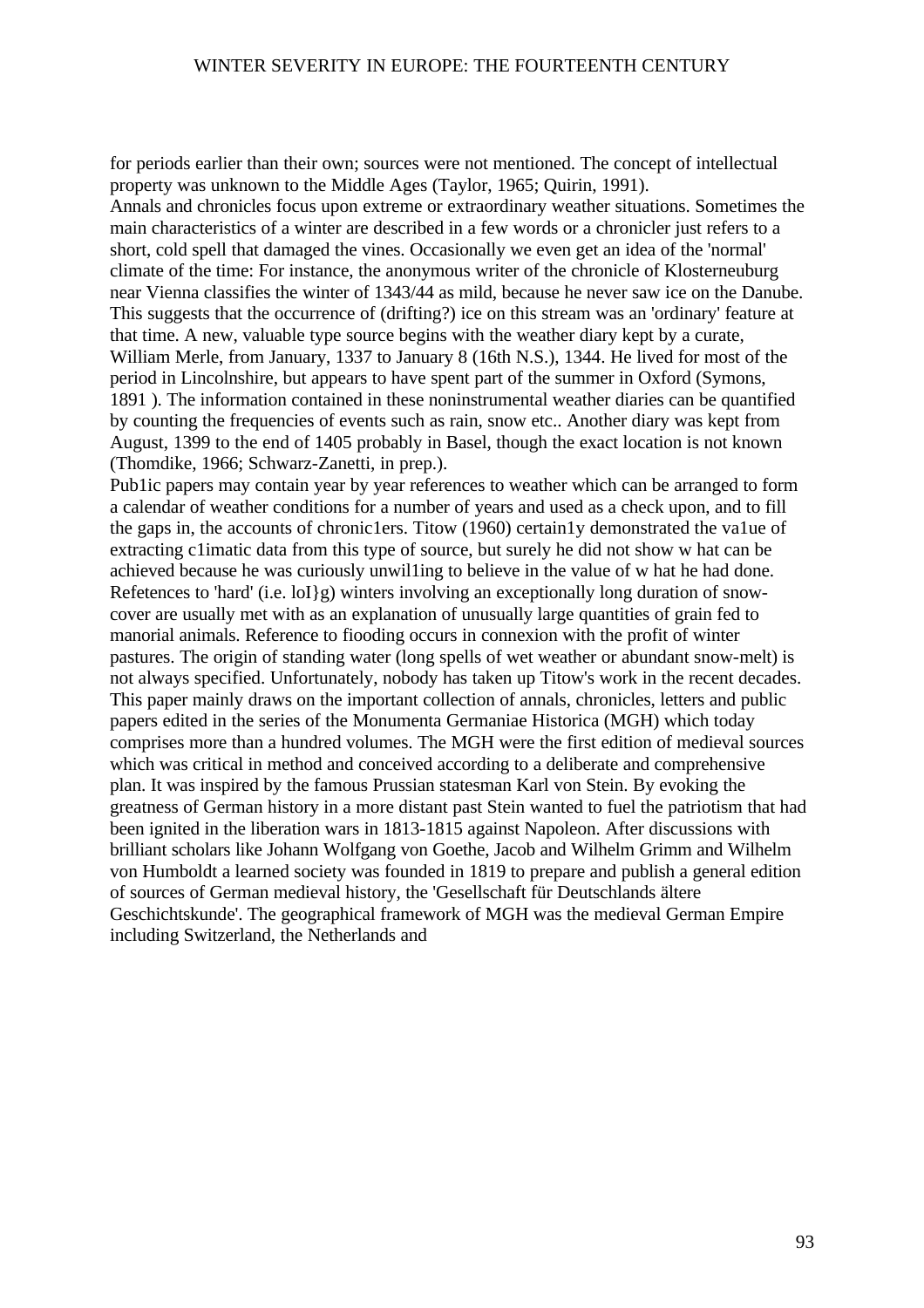for periods earlier than their own; sources were not mentioned. The concept of intellectual property was unknown to the Middle Ages (Taylor, 1965; Quirin, 1991).

Annals and chronicles focus upon extreme or extraordinary weather situations. Sometimes the main characteristics of a winter are described in a few words or a chronicler just refers to a short, cold spell that damaged the vines. Occasionally we even get an idea of the 'normal' climate of the time: For instance, the anonymous writer of the chronicle of Klosterneuburg near Vienna classifies the winter of 1343/44 as mild, because he never saw ice on the Danube. This suggests that the occurrence of (drifting?) ice on this stream was an 'ordinary' feature at that time. A new, valuable type source begins with the weather diary kept by a curate, William Merle, from January, 1337 to January 8 (16th N.S.), 1344. He lived for most of the period in Lincolnshire, but appears to have spent part of the summer in Oxford (Symons, 1891 ). The information contained in these noninstrumental weather diaries can be quantified by counting the frequencies of events such as rain, snow etc.. Another diary was kept from August, 1399 to the end of 1405 probably in Basel, though the exact location is not known (Thomdike, 1966; Schwarz-Zanetti, in prep.).

Pub1ic papers may contain year by year references to weather which can be arranged to form a calendar of weather conditions for a number of years and used as a check upon, and to fill the gaps in, the accounts of chronic1ers. Titow (1960) certain1y demonstrated the va1ue of extracting c1imatic data from this type of source, but surely he did not show w hat can be achieved because he was curiously unwil1ing to believe in the value of w hat he had done. Refetences to 'hard' (i.e. loI}g) winters involving an exceptionally long duration of snow-cover are usually met with as an explanation of unusually large quantities of grain fed to manorial animals. Reference to fiooding occurs in connexion with the profit of winter pastures. The origin of standing water (long spells of wet weather or abundant snow-melt) is not always specified. Unfortunately, nobody has taken up Titow's work in the recent decades.

This paper mainly draws on the important collection of annals, chronicles, letters and public papers edited in the series of the Monumenta Germaniae Historica (MGH) which today comprises more than a hundred volumes. The MGH were the first edition of medieval sources which was critical in method and conceived according to a deliberate and comprehensive plan. It was inspired by the famous Prussian statesman Karl von Stein. By evoking the greatness of German history in a more distant past Stein wanted to fuel the patriotism that had been ignited in the liberation wars in 1813-1815 against Napoleon. After discussions with brilliant scholars like Johann Wolfgang von Goethe, Jacob and Wilhelm Grimm and Wilhelm von Humboldt a learned society was founded in 1819 to prepare and publish a general edition of sources of German medieval history, the 'Gesellschaft für Deutschlands ältere Geschichtskunde'. The geographical framework of MGH was the medieval German Empire including Switzerland, the Netherlands and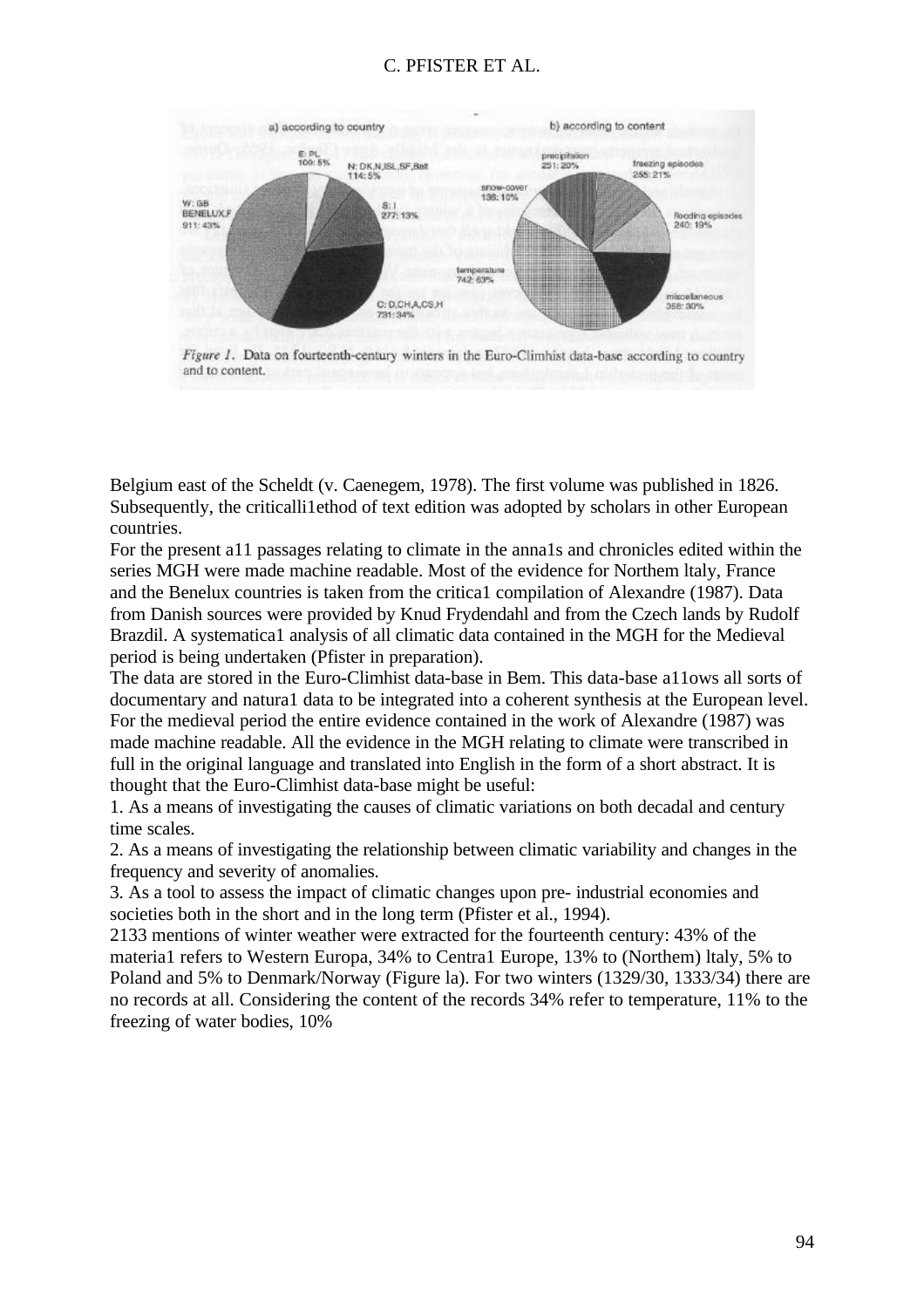Figure 1. Data on fourteenth-century winters in the Euro-Climhist data-base according to country and to content.

Belgium east of the Scheldt (v. Caenegem, 1978). The first volume was published in 1826. Subsequently, the criticalli1ethod of text edition was adopted by scholars in other European countries.

For the present a11 passages relating to climate in the anna1s and chronicles edited within the series MGH were made machine readable. Most of the evidence for Northem ltaly, France and the Benelux countries is taken from the critica1 compilation of Alexandre (1987). Data from Danish sources were provided by Knud Frydendahl and from the Czech lands by Rudolf Brazdil. A systematica1 analysis of all climatic data contained in the MGH for the Medieval period is being undertaken (Pfister in preparation).

The data are stored in the Euro-Climhist data-base in Bem. This data-base a11ows all sorts of documentary and natura1 data to be integrated into a coherent synthesis at the European level. For the medieval period the entire evidence contained in the work of Alexandre (1987) was made machine readable. All the evidence in the MGH relating to climate were transcribed in full in the original language and translated into English in the form of a short abstract. It is thought that the Euro-Climhist data-base might be useful:

1. As a means of investigating the causes of climatic variations on both decadal and century time scales.
2. As a means of investigating the relationship between climatic variability and changes in the frequency and severity of anomalies.
3. As a tool to assess the impact of climatic changes upon pre- industrial economies and societies both in the short and in the long term (Pfister et al., 1994).

2133 mentions of winter weather were extracted for the fourteenth century: 43% of the materia1 refers to Western Europa, 34% to Centra1 Europe, 13% to (Northem) ltaly, 5% to Poland and 5% to Denmark/Norway (Figure la). For two winters (1329/30, 1333/34) there are no records at all. Considering the content of the records 34% refer to temperature, 11% to the freezing of water bodies, 10%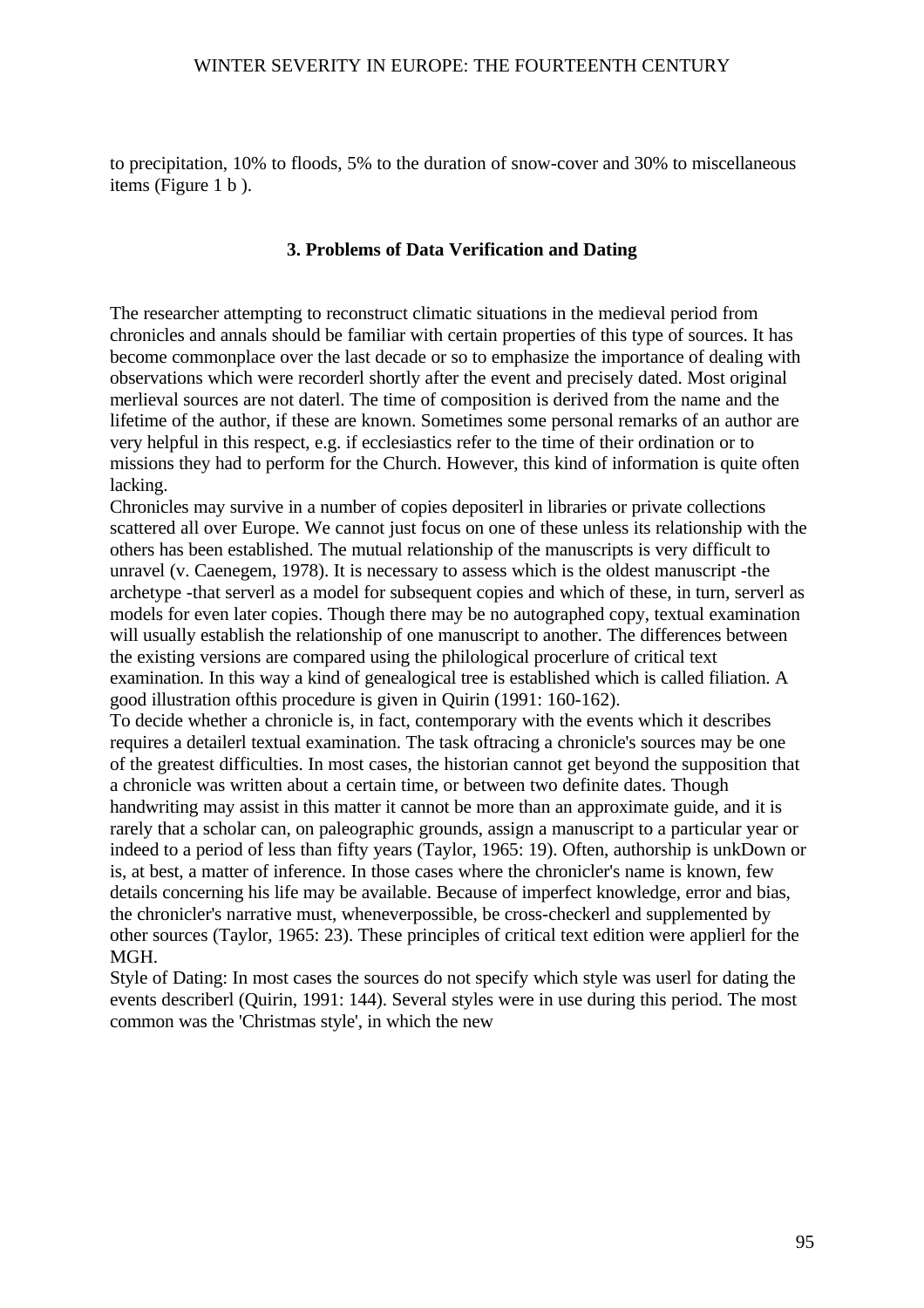to precipitation, 10% to floods, 5% to the duration of snow-cover and 30% to miscellaneous items (Figure 1 b ).

### 3. Problems of Data Verification and Dating

The researcher attempting to reconstruct climatic situations in the medieval period from chronicles and annals should be familiar with certain properties of this type of sources. It has become commonplace over the last decade or so to emphasize the importance of dealing with observations which were recorderl shortly after the event and precisely dated. Most original merlieval sources are not daterl. The time of composition is derived from the name and the lifetime of the author, if these are known. Sometimes some personal remarks of an author are very helpful in this respect, e.g. if ecclesiastics refer to the time of their ordination or to missions they had to perform for the Church. However, this kind of information is quite often lacking.

Chronicles may survive in a number of copies depositerl in libraries or private collections scattered all over Europe. We cannot just focus on one of these unless its relationship with the others has been established. The mutual relationship of the manuscripts is very difficult to unravel (v. Caenegem, 1978). It is necessary to assess which is the oldest manuscript -the archetype -that serverl as a model for subsequent copies and which of these, in turn, serverl as models for even later copies. Though there may be no autographed copy, textual examination will usually establish the relationship of one manuscript to another. The differences between the existing versions are compared using the philological procerlure of critical text examination. In this way a kind of genealogical tree is established which is called filiation. A good illustration ofthis procedure is given in Quirin (1991: 160-162).

To decide whether a chronicle is, in fact, contemporary with the events which it describes requires a detailerl textual examination. The task oftracing a chronicle's sources may be one of the greatest difficulties. In most cases, the historian cannot get beyond the supposition that a chronicle was written about a certain time, or between two definite dates. Though handwriting may assist in this matter it cannot be more than an approximate guide, and it is rarely that a scholar can, on paleographic grounds, assign a manuscript to a particular year or indeed to a period of less than fifty years (Taylor, 1965: 19). Often, authorship is unkDown or is, at best, a matter of inference. In those cases where the chronicler's name is known, few details concerning his life may be available. Because of imperfect knowledge, error and bias, the chronicler's narrative must, wheneverpossible, be cross-checkerl and supplemented by other sources (Taylor, 1965: 23). These principles of critical text edition were applierl for the MGH.

Style of Dating: In most cases the sources do not specify which style was userl for dating the events describerl (Quirin, 1991: 144). Several styles were in use during this period. The most common was the 'Christmas style', in which the new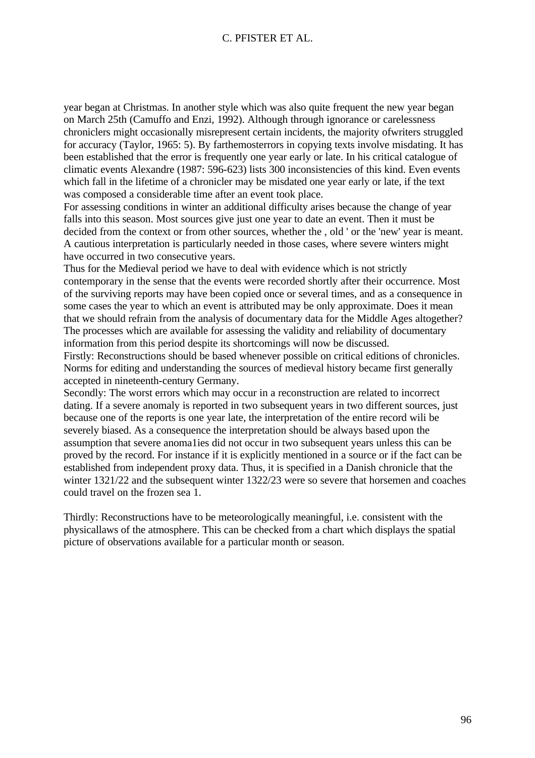year began at Christmas. In another style which was also quite frequent the new year began on March 25th (Camuffo and Enzi, 1992). Although through ignorance or carelessness chroniclers might occasionally misrepresent certain incidents, the majority ofwriters struggled for accuracy (Taylor, 1965: 5). By farthemosterrors in copying texts involve misdating. It has been established that the error is frequently one year early or late. In his critical catalogue of climatic events Alexandre (1987: 596-623) lists 300 inconsistencies of this kind. Even events which fall in the lifetime of a chronicler may be misdated one year early or late, if the text was composed a considerable time after an event took place.

For assessing conditions in winter an additional difficulty arises because the change of year falls into this season. Most sources give just one year to date an event. Then it must be decided from the context or from other sources, whether the , old ' or the 'new' year is meant. A cautious interpretation is particularly needed in those cases, where severe winters might have occurred in two consecutive years.

Thus for the Medieval period we have to deal with evidence which is not strictly contemporary in the sense that the events were recorded shortly after their occurrence. Most of the surviving reports may have been copied once or several times, and as a consequence in some cases the year to which an event is attributed may be only approximate. Does it mean that we should refrain from the analysis of documentary data for the Middle Ages altogether? The processes which are available for assessing the validity and reliability of documentary information from this period despite its shortcomings will now be discussed.

Firstly: Reconstructions should be based whenever possible on critical editions of chronicles. Norms for editing and understanding the sources of medieval history became first generally accepted in nineteenth-century Germany.

Secondly: The worst errors which may occur in a reconstruction are related to incorrect dating. If a severe anomaly is reported in two subsequent years in two different sources, just because one of the reports is one year late, the interpretation of the entire record wili be severely biased. As a consequence the interpretation should be always based upon the assumption that severe anoma1ies did not occur in two subsequent years unless this can be proved by the record. For instance if it is explicitly mentioned in a source or if the fact can be established from independent proxy data. Thus, it is specified in a Danish chronicle that the winter 1321/22 and the subsequent winter 1322/23 were so severe that horsemen and coaches could travel on the frozen sea 1.

Thirdly: Reconstructions have to be meteorologically meaningful, i.e. consistent with the physicallaws of the atmosphere. This can be checked from a chart which displays the spatial picture of observations available for a particular month or season.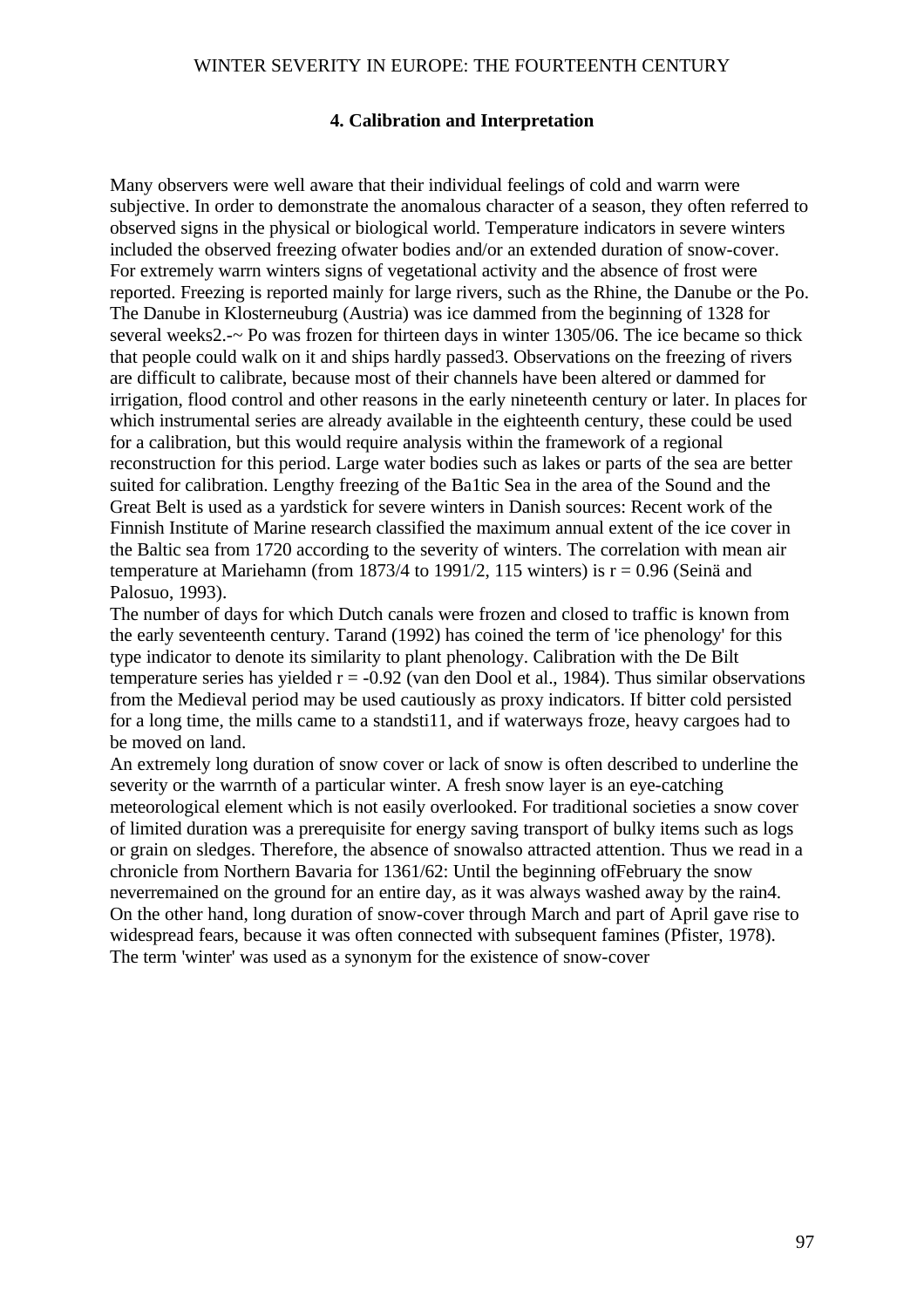## 4. Calibration and Interpretation

Many observers were well aware that their individual feelings of cold and warrn were subjective. In order to demonstrate the anomalous character of a season, they often referred to observed signs in the physical or biological world. Temperature indicators in severe winters included the observed freezing ofwater bodies and/or an extended duration of snow-cover. For extremely warrn winters signs of vegetational activity and the absence of frost were reported. Freezing is reported mainly for large rivers, such as the Rhine, the Danube or the Po. The Danube in Klosterneuburg (Austria) was ice dammed from the beginning of 1328 for several weeks2.-~ Po was frozen for thirteen days in winter 1305/06. The ice became so thick that people could walk on it and ships hardly passed3. Observations on the freezing of rivers are difficult to calibrate, because most of their channels have been altered or dammed for irrigation, flood control and other reasons in the early nineteenth century or later. In places for which instrumental series are already available in the eighteenth century, these could be used for a calibration, but this would require analysis within the framework of a regional reconstruction for this period. Large water bodies such as lakes or parts of the sea are better suited for calibration. Lengthy freezing of the Ba1tic Sea in the area of the Sound and the Great Belt is used as a yardstick for severe winters in Danish sources: Recent work of the Finnish Institute of Marine research classified the maximum annual extent of the ice cover in the Baltic sea from 1720 according to the severity of winters. The correlation with mean air temperature at Mariehamn (from 1873/4 to 1991/2, 115 winters) is $r = 0.96$ (Seinä and Palosuo, 1993).

The number of days for which Dutch canals were frozen and closed to traffic is known from the early seventeenth century. Tarand (1992) has coined the term of 'ice phenology' for this type indicator to denote its similarity to plant phenology. Calibration with the De Bilt temperature series has yielded $r = -0.92$ (van den Dool et al., 1984). Thus similar observations from the Medieval period may be used cautiously as proxy indicators. If bitter cold persisted for a long time, the mills came to a standsti11, and if waterways froze, heavy cargoes had to be moved on land.

An extremely long duration of snow cover or lack of snow is often described to underline the severity or the warrnth of a particular winter. A fresh snow layer is an eye-catching meteorological element which is not easily overlooked. For traditional societies a snow cover of limited duration was a prerequisite for energy saving transport of bulky items such as logs or grain on sledges. Therefore, the absence of snowalso attracted attention. Thus we read in a chronicle from Northern Bavaria for 1361/62: Until the beginning ofFebruary the snow neverremained on the ground for an entire day, as it was always washed away by the rain4. On the other hand, long duration of snow-cover through March and part of April gave rise to widespread fears, because it was often connected with subsequent famines (Pfister, 1978). The term 'winter' was used as a synonym for the existence of snow-cover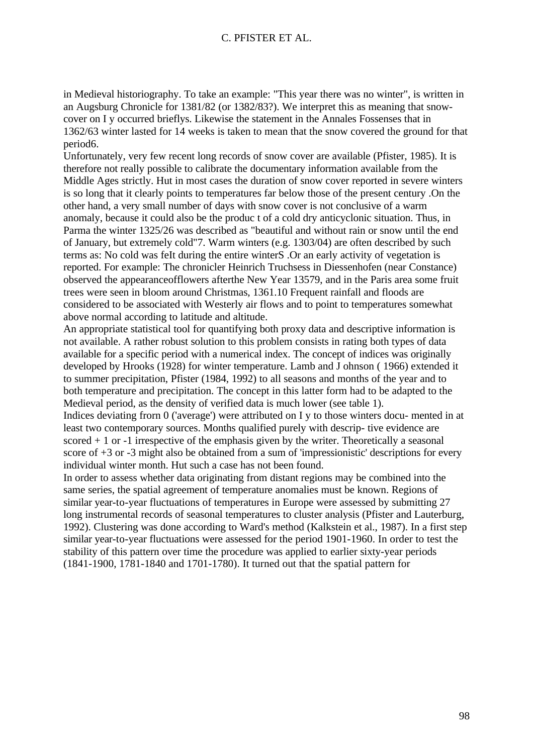in Medieval historiography. To take an example: "This year there was no winter", is written in an Augsburg Chronicle for 1381/82 (or 1382/83?). We interpret this as meaning that snow-cover on I y occurred brieflys. Likewise the statement in the Annales Fossenses that in 1362/63 winter lasted for 14 weeks is taken to mean that the snow covered the ground for that period6.

Unfortunately, very few recent long records of snow cover are available (Pfister, 1985). It is therefore not really possible to calibrate the documentary information available from the Middle Ages strictly. Hut in most cases the duration of snow cover reported in severe winters is so long that it clearly points to temperatures far below those of the present century .On the other hand, a very small number of days with snow cover is not conclusive of a warm anomaly, because it could also be the produc t of a cold dry anticyclonic situation. Thus, in Parma the winter 1325/26 was described as "beautiful and without rain or snow until the end of January, but extremely cold"7. Warm winters (e.g. 1303/04) are often described by such terms as: No cold was feIt during the entire winterS .Or an early activity of vegetation is reported. For example: The chronicler Heinrich Truchsess in Diessenhofen (near Constance) observed the appearanceofflowers afterthe New Year 13579, and in the Paris area some fruit trees were seen in bloom around Christmas, 1361.10 Frequent rainfall and floods are considered to be associated with Westerly air flows and to point to temperatures somewhat above normal according to latitude and altitude.

An appropriate statistical tool for quantifying both proxy data and descriptive information is not available. A rather robust solution to this problem consists in rating both types of data available for a specific period with a numerical index. The concept of indices was originally developed by Hrooks (1928) for winter temperature. Lamb and J ohnson ( 1966) extended it to summer precipitation, Pfister (1984, 1992) to all seasons and months of the year and to both temperature and precipitation. The concept in this latter form had to be adapted to the Medieval period, as the density of verified data is much lower (see table 1).

Indices deviating frorn 0 ('average') were attributed on I y to those winters docu- mented in at least two contemporary sources. Months qualified purely with descrip- tive evidence are scored + 1 or -1 irrespective of the emphasis given by the writer. Theoretically a seasonal score of +3 or -3 might also be obtained from a sum of 'impressionistic' descriptions for every individual winter month. Hut such a case has not been found.

In order to assess whether data originating from distant regions may be combined into the same series, the spatial agreement of temperature anomalies must be known. Regions of similar year-to-year fluctuations of temperatures in Europe were assessed by submitting 27 long instrumental records of seasonal temperatures to cluster analysis (Pfister and Lauterburg, 1992). Clustering was done according to Ward's method (Kalkstein et al., 1987). In a first step similar year-to-year fluctuations were assessed for the period 1901-1960. In order to test the stability of this pattern over time the procedure was applied to earlier sixty-year periods (1841-1900, 1781-1840 and 1701-1780). It turned out that the spatial pattern for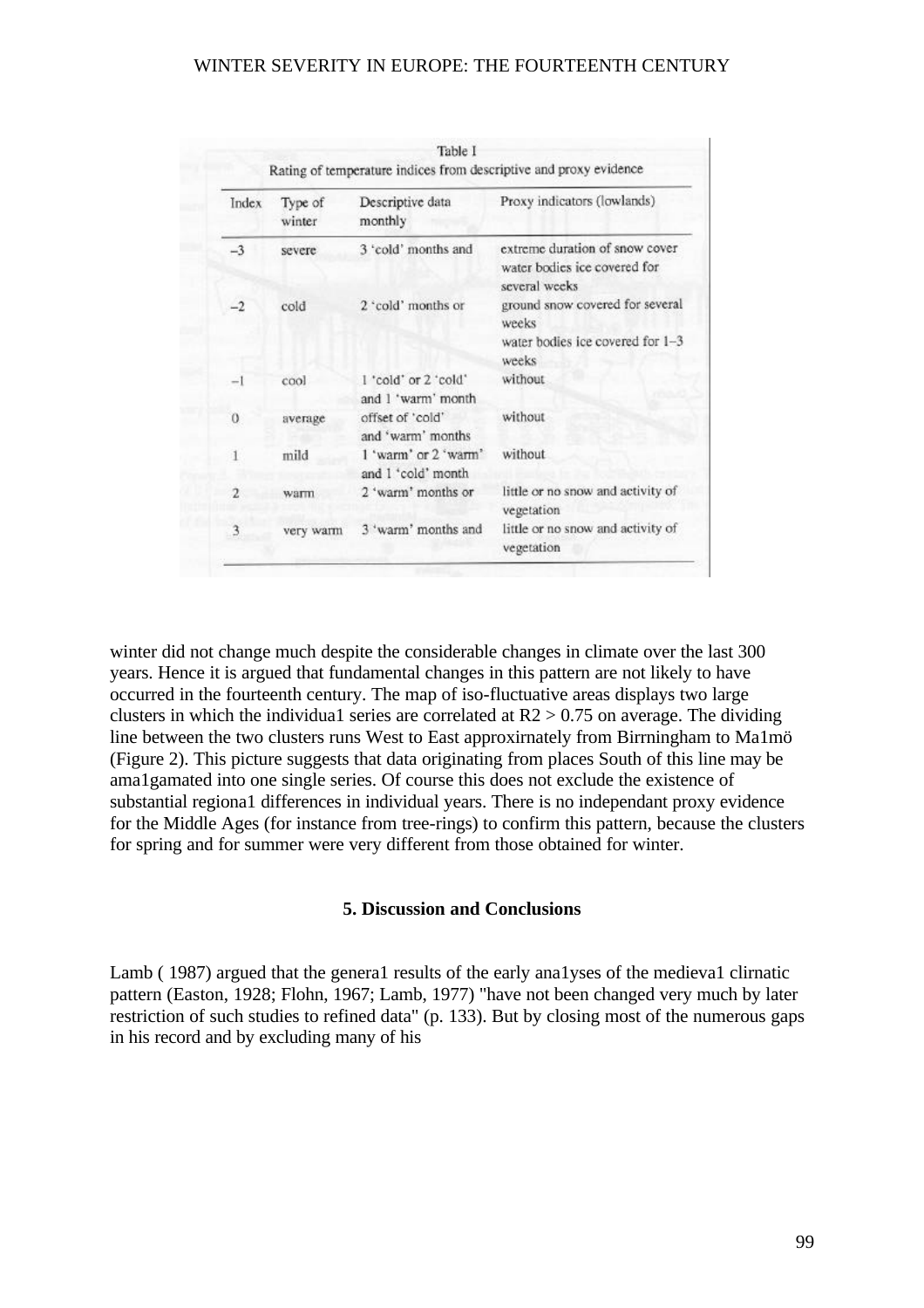Table I

Rating of temperature indices from descriptive and proxy evidence

| Index | Type of winter | Descriptive data monthly | Proxy indicators (lowlands) |
|---|---|---|---|
| −3 | severe | 3 'cold' months and | extreme duration of snow cover water bodies ice covered for several weeks |
| −2 | cold | 2 'cold' months or | ground snow covered for several weeks water bodies ice covered for 1–3 weeks |
| −1 | cool | 1 'cold' or 2 'cold' and 1 'warm' month | without |
| 0 | average | offset of 'cold' and 'warm' months | without |
| 1 | mild | 1 'warm' or 2 'warm' and 1 'cold' month | without |
| 2 | warm | 2 'warm' months or | little or no snow and activity of vegetation |
| 3 | very warm | 3 'warm' months and | little or no snow and activity of vegetation |

winter did not change much despite the considerable changes in climate over the last 300 years. Hence it is argued that fundamental changes in this pattern are not likely to have occurred in the fourteenth century. The map of iso-fluctuative areas displays two large clusters in which the individua1 series are correlated at $R2 > 0.75$ on average. The dividing line between the two clusters runs West to East approxirnately from Birrningham to Ma1mö (Figure 2). This picture suggests that data originating from places South of this line may be ama1gamated into one single series. Of course this does not exclude the existence of substantial regiona1 differences in individual years. There is no independant proxy evidence for the Middle Ages (for instance from tree-rings) to confirm this pattern, because the clusters for spring and for summer were very different from those obtained for winter.

## 5. Discussion and Conclusions

Lamb ( 1987) argued that the genera1 results of the early ana1yses of the medieva1 clirnatic pattern (Easton, 1928; Flohn, 1967; Lamb, 1977) "have not been changed very much by later restriction of such studies to refined data" (p. 133). But by closing most of the numerous gaps in his record and by excluding many of his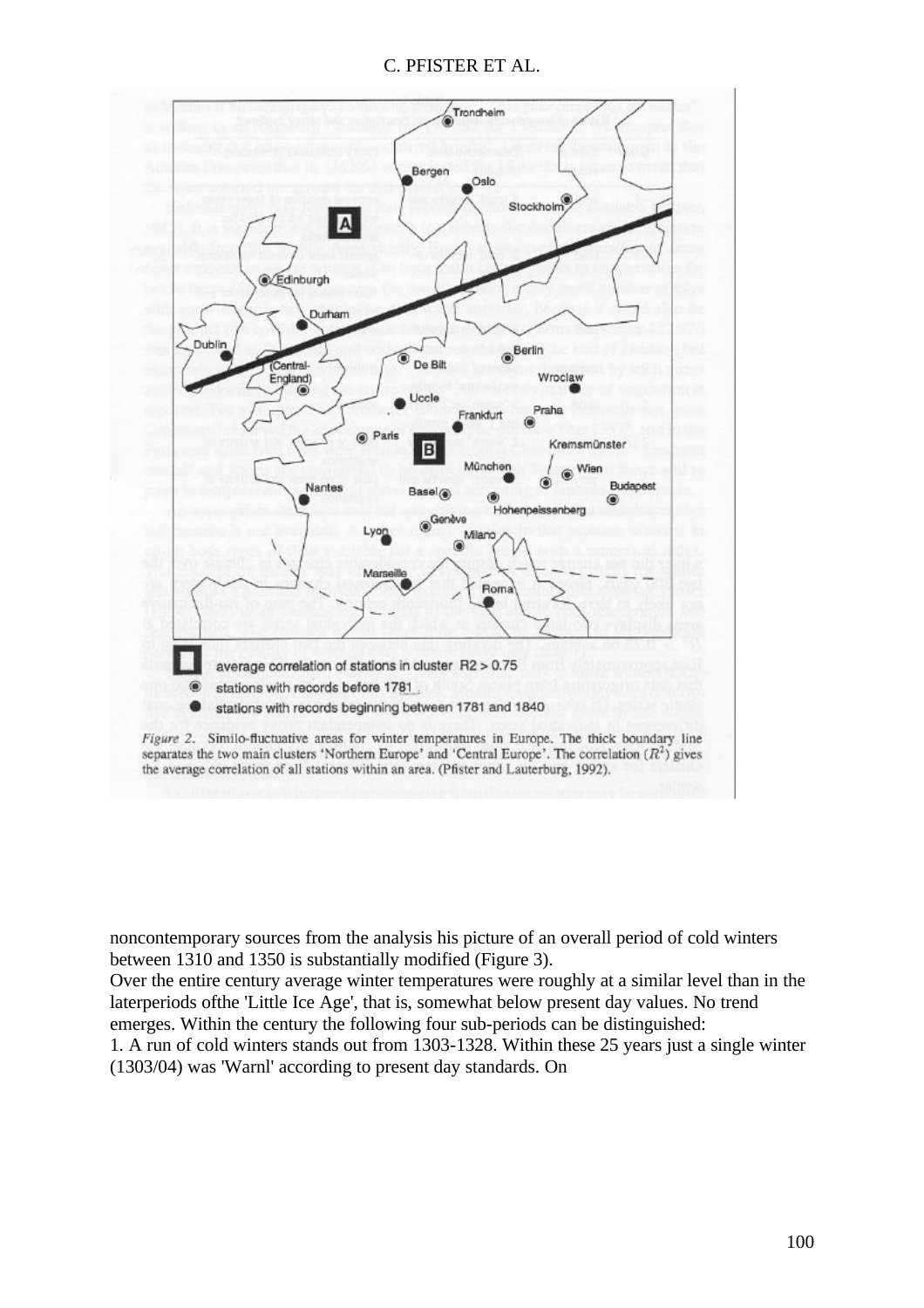Figure 2. Similo-fluctuative areas for winter temperatures in Europe. The thick boundary line separates the two main clusters 'Northern Europe' and 'Central Europe'. The correlation ($R^2$) gives the average correlation of all stations within an area. (Pfister and Lauterburg, 1992).

noncontemporary sources from the analysis his picture of an overall period of cold winters between 1310 and 1350 is substantially modified (Figure 3).

Over the entire century average winter temperatures were roughly at a similar level than in the laterperiods ofthe 'Little Ice Age', that is, somewhat below present day values. No trend emerges. Within the century the following four sub-periods can be distinguished:

1. A run of cold winters stands out from 1303-1328. Within these 25 years just a single winter (1303/04) was 'Warnl' according to present day standards. On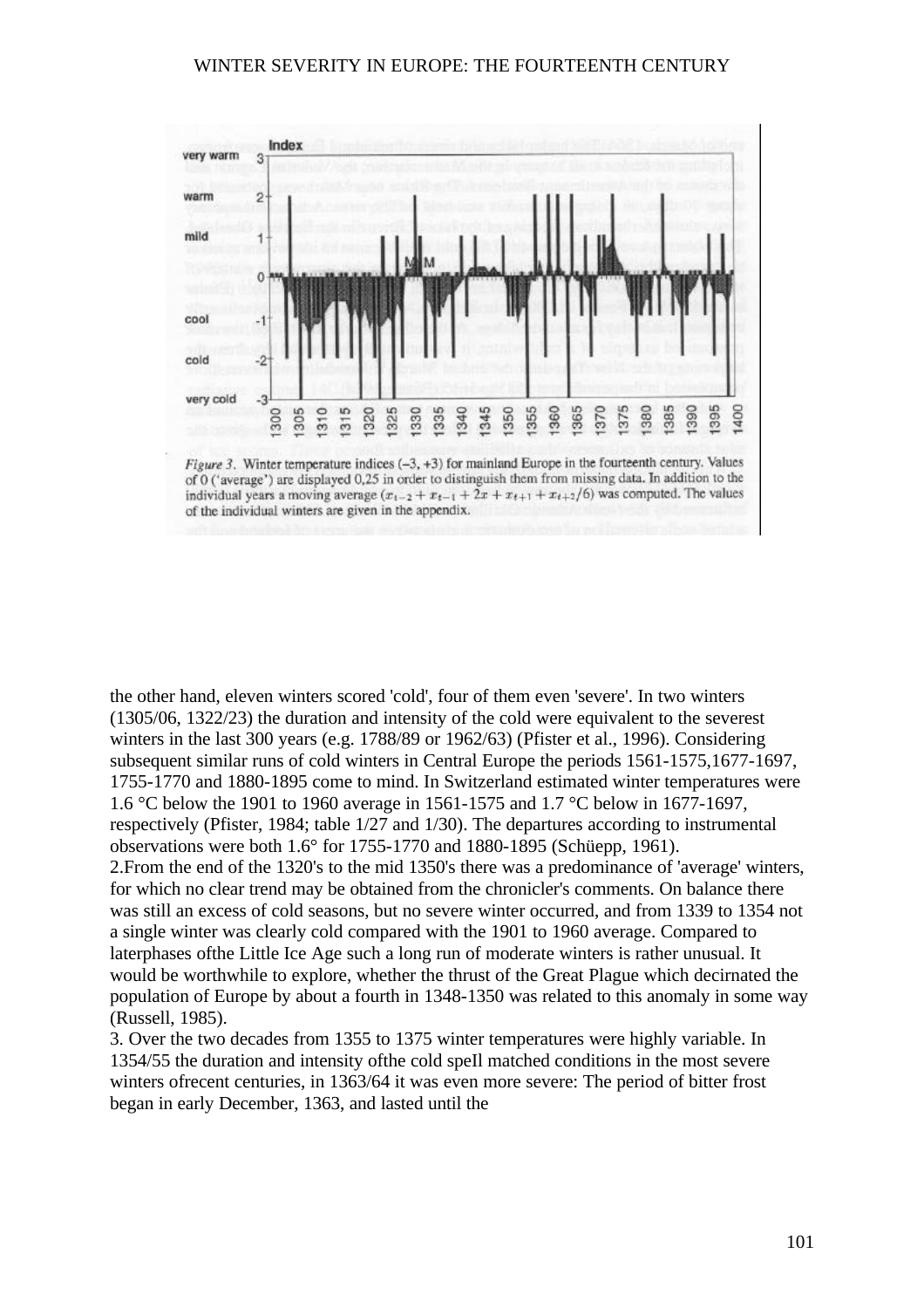*Figure 3.* Winter temperature indices (–3, +3) for mainland Europe in the fourteenth century. Values of 0 ('average') are displayed 0,25 in order to distinguish them from missing data. In addition to the individual years a moving average $(x_{t-2} + x_{t-1} + 2x + x_{t+1} + x_{t+2}/6)$ was computed. The values of the individual winters are given in the appendix.

the other hand, eleven winters scored 'cold', four of them even 'severe'. In two winters (1305/06, 1322/23) the duration and intensity of the cold were equivalent to the severest winters in the last 300 years (e.g. 1788/89 or 1962/63) (Pfister et al., 1996). Considering subsequent similar runs of cold winters in Central Europe the periods 1561-1575,1677-1697, 1755-1770 and 1880-1895 come to mind. In Switzerland estimated winter temperatures were 1.6 °C below the 1901 to 1960 average in 1561-1575 and 1.7 °C below in 1677-1697, respectively (Pfister, 1984; table 1/27 and 1/30). The departures according to instrumental observations were both 1.6° for 1755-1770 and 1880-1895 (Schüepp, 1961).

2.From the end of the 1320's to the mid 1350's there was a predominance of 'average' winters, for which no clear trend may be obtained from the chronicler's comments. On balance there was still an excess of cold seasons, but no severe winter occurred, and from 1339 to 1354 not a single winter was clearly cold compared with the 1901 to 1960 average. Compared to laterphases ofthe Little Ice Age such a long run of moderate winters is rather unusual. It would be worthwhile to explore, whether the thrust of the Great Plague which decirnated the population of Europe by about a fourth in 1348-1350 was related to this anomaly in some way (Russell, 1985).

3. Over the two decades from 1355 to 1375 winter temperatures were highly variable. In 1354/55 the duration and intensity ofthe cold speIl matched conditions in the most severe winters ofrecent centuries, in 1363/64 it was even more severe: The period of bitter frost began in early December, 1363, and lasted until the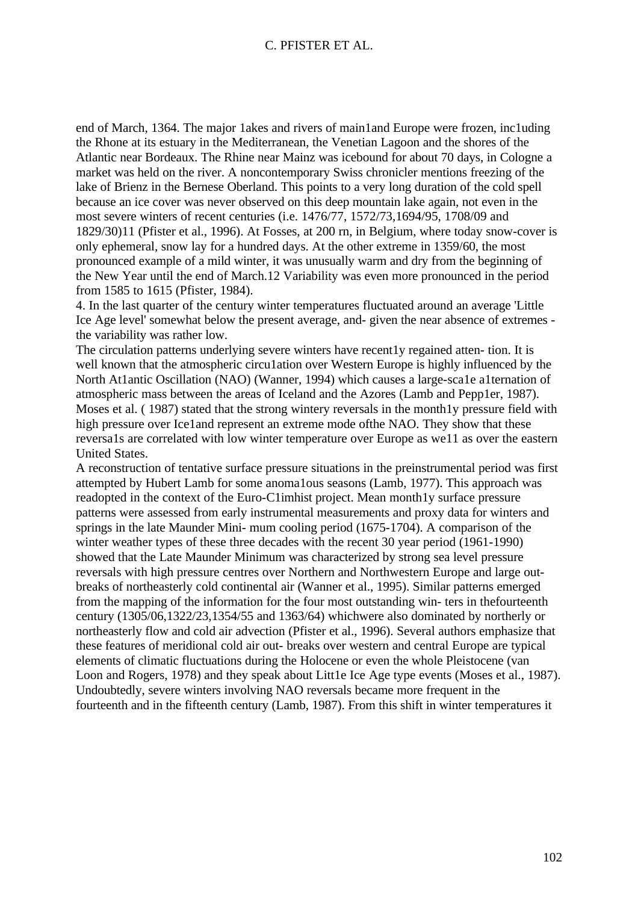end of March, 1364. The major 1akes and rivers of main1and Europe were frozen, inc1uding the Rhone at its estuary in the Mediterranean, the Venetian Lagoon and the shores of the Atlantic near Bordeaux. The Rhine near Mainz was icebound for about 70 days, in Cologne a market was held on the river. A noncontemporary Swiss chronicler mentions freezing of the lake of Brienz in the Bernese Oberland. This points to a very long duration of the cold spell because an ice cover was never observed on this deep mountain lake again, not even in the most severe winters of recent centuries (i.e. 1476/77, 1572/73,1694/95, 1708/09 and 1829/30)11 (Pfister et al., 1996). At Fosses, at 200 rn, in Belgium, where today snow-cover is only ephemeral, snow lay for a hundred days. At the other extreme in 1359/60, the most pronounced example of a mild winter, it was unusually warm and dry from the beginning of the New Year until the end of March.12 Variability was even more pronounced in the period from 1585 to 1615 (Pfister, 1984).

4. In the last quarter of the century winter temperatures fluctuated around an average 'Little Ice Age level' somewhat below the present average, and- given the near absence of extremes - the variability was rather low.

The circulation patterns underlying severe winters have recent1y regained atten- tion. It is well known that the atmospheric circu1ation over Western Europe is highly influenced by the North At1antic Oscillation (NAO) (Wanner, 1994) which causes a large-sca1e a1ternation of atmospheric mass between the areas of Iceland and the Azores (Lamb and Pepp1er, 1987). Moses et al. ( 1987) stated that the strong wintery reversals in the month1y pressure field with high pressure over Ice1and represent an extreme mode ofthe NAO. They show that these reversa1s are correlated with low winter temperature over Europe as we11 as over the eastern United States.

A reconstruction of tentative surface pressure situations in the preinstrumental period was first attempted by Hubert Lamb for some anoma1ous seasons (Lamb, 1977). This approach was readopted in the context of the Euro-C1imhist project. Mean month1y surface pressure patterns were assessed from early instrumental measurements and proxy data for winters and springs in the late Maunder Mini- mum cooling period (1675-1704). A comparison of the winter weather types of these three decades with the recent 30 year period (1961-1990) showed that the Late Maunder Minimum was characterized by strong sea level pressure reversals with high pressure centres over Northern and Northwestern Europe and large out- breaks of northeasterly cold continental air (Wanner et al., 1995). Similar patterns emerged from the mapping of the information for the four most outstanding win- ters in thefourteenth century (1305/06,1322/23,1354/55 and 1363/64) whichwere also dominated by northerly or northeasterly flow and cold air advection (Pfister et al., 1996). Several authors emphasize that these features of meridional cold air out- breaks over western and central Europe are typical elements of climatic fluctuations during the Holocene or even the whole Pleistocene (van Loon and Rogers, 1978) and they speak about Litt1e Ice Age type events (Moses et al., 1987). Undoubtedly, severe winters involving NAO reversals became more frequent in the fourteenth and in the fifteenth century (Lamb, 1987). From this shift in winter temperatures it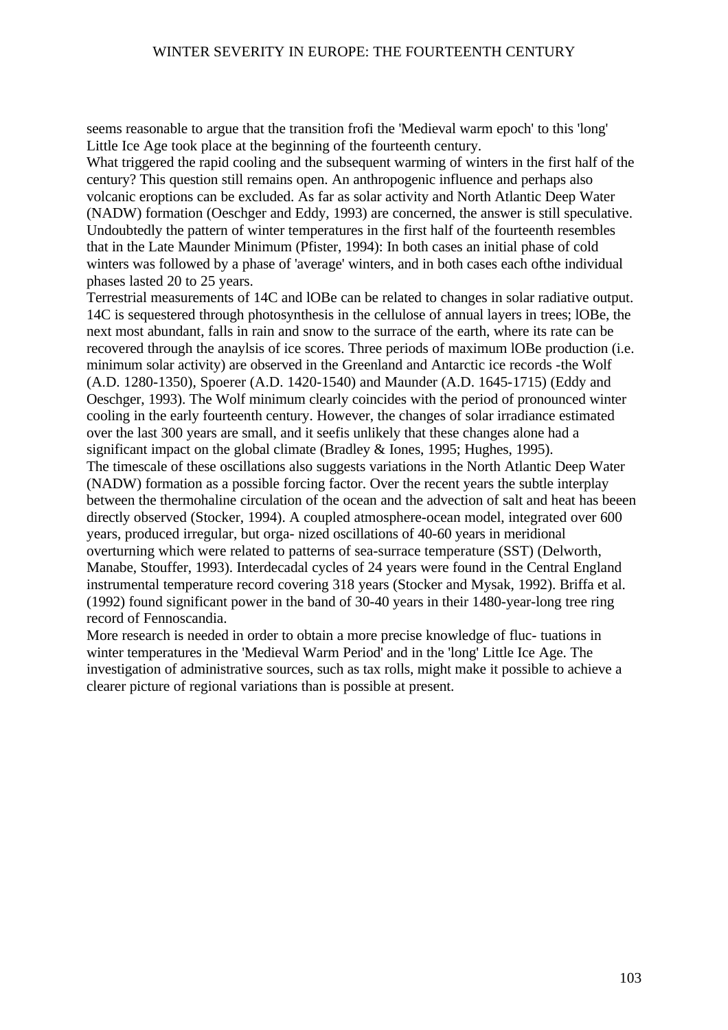seems reasonable to argue that the transition frofi the 'Medieval warm epoch' to this 'long' Little Ice Age took place at the beginning of the fourteenth century.

What triggered the rapid cooling and the subsequent warming of winters in the first half of the century? This question still remains open. An anthropogenic influence and perhaps also volcanic eroptions can be excluded. As far as solar activity and North Atlantic Deep Water (NADW) formation (Oeschger and Eddy, 1993) are concerned, the answer is still speculative. Undoubtedly the pattern of winter temperatures in the first half of the fourteenth resembles that in the Late Maunder Minimum (Pfister, 1994): In both cases an initial phase of cold winters was followed by a phase of 'average' winters, and in both cases each ofthe individual phases lasted 20 to 25 years.

Terrestrial measurements of 14C and lOBe can be related to changes in solar radiative output. 14C is sequestered through photosynthesis in the cellulose of annual layers in trees; lOBe, the next most abundant, falls in rain and snow to the surrace of the earth, where its rate can be recovered through the anaylsis of ice scores. Three periods of maximum lOBe production (i.e. minimum solar activity) are observed in the Greenland and Antarctic ice records -the Wolf (A.D. 1280-1350), Spoerer (A.D. 1420-1540) and Maunder (A.D. 1645-1715) (Eddy and Oeschger, 1993). The Wolf minimum clearly coincides with the period of pronounced winter cooling in the early fourteenth century. However, the changes of solar irradiance estimated over the last 300 years are small, and it seefis unlikely that these changes alone had a significant impact on the global climate (Bradley & Iones, 1995; Hughes, 1995).

The timescale of these oscillations also suggests variations in the North Atlantic Deep Water (NADW) formation as a possible forcing factor. Over the recent years the subtle interplay between the thermohaline circulation of the ocean and the advection of salt and heat has beeen directly observed (Stocker, 1994). A coupled atmosphere-ocean model, integrated over 600 years, produced irregular, but orga- nized oscillations of 40-60 years in meridional overturning which were related to patterns of sea-surrace temperature (SST) (Delworth, Manabe, Stouffer, 1993). Interdecadal cycles of 24 years were found in the Central England instrumental temperature record covering 318 years (Stocker and Mysak, 1992). Briffa et al. (1992) found significant power in the band of 30-40 years in their 1480-year-long tree ring record of Fennoscandia.

More research is needed in order to obtain a more precise knowledge of fluc- tuations in winter temperatures in the 'Medieval Warm Period' and in the 'long' Little Ice Age. The investigation of administrative sources, such as tax rolls, might make it possible to achieve a clearer picture of regional variations than is possible at present.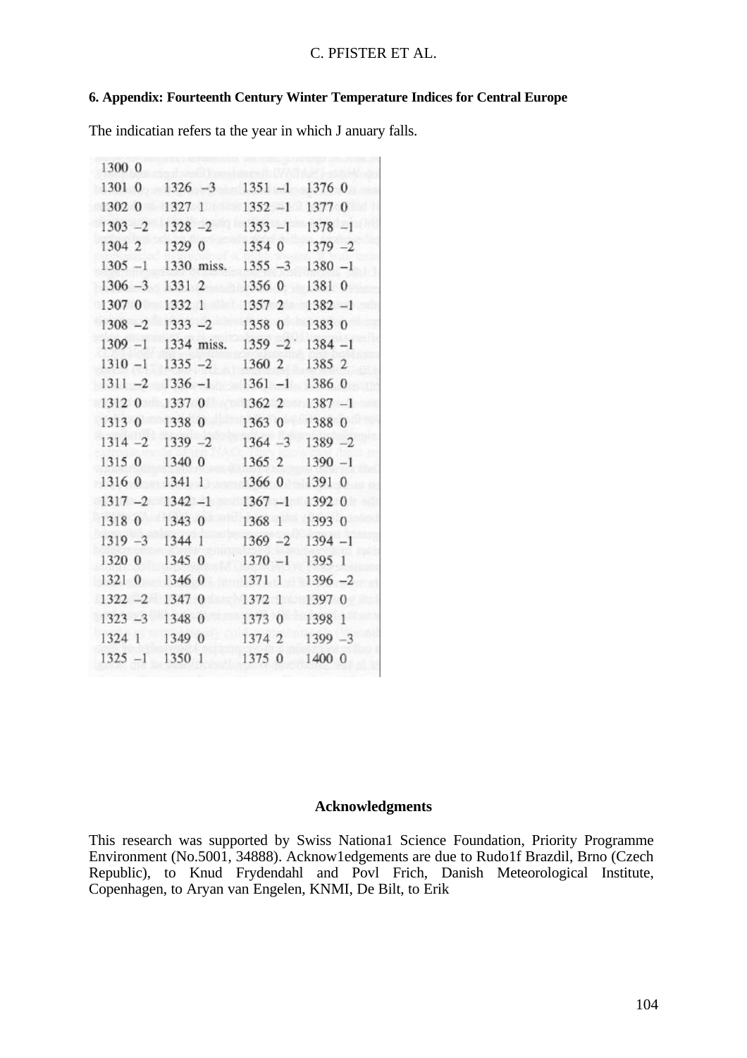### 6. Appendix: Fourteenth Century Winter Temperature Indices for Central Europe

The indicatian refers ta the year in which J anuary falls.

| | | | | | | | |
|---|---|---|---|---|---|---|---|
| 1300 | 0 | | | | | | |
| 1301 | 0 | 1326 | –3 | 1351 | –1 | 1376 | 0 |
| 1302 | 0 | 1327 | 1 | 1352 | –1 | 1377 | 0 |
| 1303 | –2 | 1328 | –2 | 1353 | –1 | 1378 | –1 |
| 1304 | 2 | 1329 | 0 | 1354 | 0 | 1379 | –2 |
| 1305 | –1 | 1330 | miss. | 1355 | –3 | 1380 | –1 |
| 1306 | –3 | 1331 | 2 | 1356 | 0 | 1381 | 0 |
| 1307 | 0 | 1332 | 1 | 1357 | 2 | 1382 | –1 |
| 1308 | –2 | 1333 | –2 | 1358 | 0 | 1383 | 0 |
| 1309 | –1 | 1334 | miss. | 1359 | –2 | 1384 | –1 |
| 1310 | –1 | 1335 | –2 | 1360 | 2 | 1385 | 2 |
| 1311 | –2 | 1336 | –1 | 1361 | –1 | 1386 | 0 |
| 1312 | 0 | 1337 | 0 | 1362 | 2 | 1387 | –1 |
| 1313 | 0 | 1338 | 0 | 1363 | 0 | 1388 | 0 |
| 1314 | –2 | 1339 | –2 | 1364 | –3 | 1389 | –2 |
| 1315 | 0 | 1340 | 0 | 1365 | 2 | 1390 | –1 |
| 1316 | 0 | 1341 | 1 | 1366 | 0 | 1391 | 0 |
| 1317 | –2 | 1342 | –1 | 1367 | –1 | 1392 | 0 |
| 1318 | 0 | 1343 | 0 | 1368 | 1 | 1393 | 0 |
| 1319 | –3 | 1344 | 1 | 1369 | –2 | 1394 | –1 |
| 1320 | 0 | 1345 | 0 | 1370 | –1 | 1395 | 1 |
| 1321 | 0 | 1346 | 0 | 1371 | 1 | 1396 | –2 |
| 1322 | –2 | 1347 | 0 | 1372 | 1 | 1397 | 0 |
| 1323 | –3 | 1348 | 0 | 1373 | 0 | 1398 | 1 |
| 1324 | 1 | 1349 | 0 | 1374 | 2 | 1399 | –3 |
| 1325 | –1 | 1350 | 1 | 1375 | 0 | 1400 | 0 |

### Acknowledgments

This research was supported by Swiss Nationa1 Science Foundation, Priority Programme Environment (No.5001, 34888). Acknow1edgements are due to Rudo1f Brazdil, Brno (Czech Republic), to Knud Frydendahl and Povl Frich, Danish Meteorological Institute, Copenhagen, to Aryan van Engelen, KNMI, De Bilt, to Erik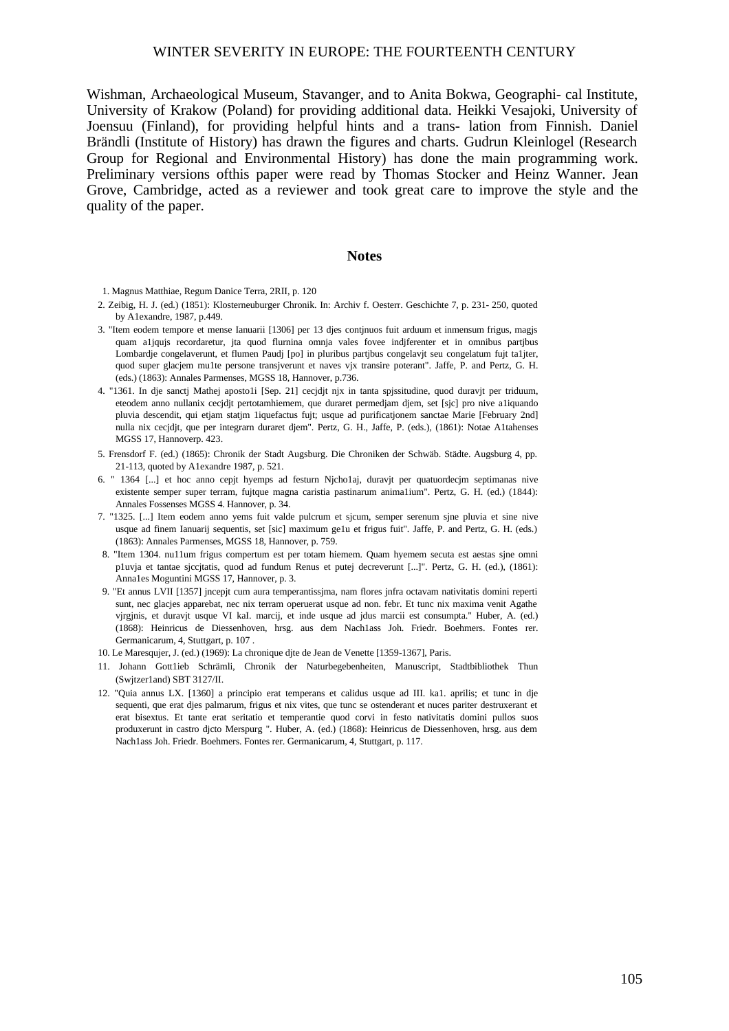Wishman, Archaeological Museum, Stavanger, and to Anita Bokwa, Geographi- cal Institute, University of Krakow (Poland) for providing additional data. Heikki Vesajoki, University of Joensuu (Finland), for providing helpful hints and a trans- lation from Finnish. Daniel Brändli (Institute of History) has drawn the figures and charts. Gudrun Kleinlogel (Research Group for Regional and Environmental History) has done the main programming work. Preliminary versions ofthis paper were read by Thomas Stocker and Heinz Wanner. Jean Grove, Cambridge, acted as a reviewer and took great care to improve the style and the quality of the paper.

## Notes

1. Magnus Matthiae, Regum Danice Terra, 2RII, p. 120
2. Zeibig, H. J. (ed.) (1851): Klosterneuburger Chronik. In: Archiv f. Oesterr. Geschichte 7, p. 231- 250, quoted by A1exandre, 1987, p.449.
3. "Item eodem tempore et mense Ianuarii [1306] per 13 djes contjnuos fuit arduum et inmensum frigus, magjs quam a1jqujs recordaretur, jta quod flurnina omnja vales fovee indjferenter et in omnibus partjbus Lombardje congelaverunt, et flumen Paudj [po] in pluribus partjbus congelavjt seu congelatum fujt ta1jter, quod super glacjem mu1te persone transjverunt et naves vjx transire poterant". Jaffe, P. and Pertz, G. H. (eds.) (1863): Annales Parmenses, MGSS 18, Hannover, p.736.
4. "1361. In dje sanctj Mathej aposto1i [Sep. 21] cecjdjt njx in tanta spjssitudine, quod duravjt per triduum, eteodem anno nullanix cecjdjt pertotamhiemem, que duraret permedjam djem, set [sjc] pro nive a1iquando pluvia descendit, qui etjam statjm 1iquefactus fujt; usque ad purificatjonem sanctae Marie [February 2nd] nulla nix cecjdjt, que per integrarn duraret djem". Pertz, G. H., Jaffe, P. (eds.), (1861): Notae A1tahenses MGSS 17, Hannoverp. 423.
5. Frensdorf F. (ed.) (1865): Chronik der Stadt Augsburg. Die Chroniken der Schwäb. Städte. Augsburg 4, pp. 21-113, quoted by A1exandre 1987, p. 521.
6. " 1364 [...] et hoc anno cepjt hyemps ad festurn Njcho1aj, duravjt per quatuordecjm septimanas nive existente semper super terram, fujtque magna caristia pastinarum anima1ium". Pertz, G. H. (ed.) (1844): Annales Fossenses MGSS 4. Hannover, p. 34.
7. "1325. [...] Item eodem anno yems fuit valde pulcrum et sjcum, semper serenum sjne pluvia et sine nive usque ad finem Ianuarij sequentis, set [sic] maximum ge1u et frigus fuit". Jaffe, P. and Pertz, G. H. (eds.) (1863): Annales Parmenses, MGSS 18, Hannover, p. 759.
8. "Item 1304. nu11um frigus compertum est per totam hiemem. Quam hyemem secuta est aestas sjne omni p1uvja et tantae sjccjtatis, quod ad fundum Renus et putej decreverunt [...]". Pertz, G. H. (ed.), (1861): Anna1es Moguntini MGSS 17, Hannover, p. 3.
9. "Et annus LVII [1357] jncepjt cum aura temperantissjma, nam flores jnfra octavam nativitatis domini reperti sunt, nec glacjes apparebat, nec nix terram operuerat usque ad non. febr. Et tunc nix maxima venit Agathe vjrgjnis, et duravjt usque VI kaI. marcij, et inde usque ad jdus marcii est consumpta." Huber, A. (ed.) (1868): Heinricus de Diessenhoven, hrsg. aus dem Nach1ass Joh. Friedr. Boehmers. Fontes rer. Germanicarum, 4, Stuttgart, p. 107 .
10. Le Maresqujer, J. (ed.) (1969): La chronique djte de Jean de Venette [1359-1367], Paris.
11. Johann Gott1ieb Schrämli, Chronik der Naturbegebenheiten, Manuscript, Stadtbibliothek Thun (Swjtzer1and) SBT 3127/II.
12. "Quia annus LX. [1360] a principio erat temperans et calidus usque ad III. ka1. aprilis; et tunc in dje sequenti, que erat djes palmarum, frigus et nix vites, que tunc se ostenderant et nuces pariter destruxerant et erat bisextus. Et tante erat seritatio et temperantie quod corvi in festo nativitatis domini pullos suos produxerunt in castro djcto Merspurg ". Huber, A. (ed.) (1868): Heinricus de Diessenhoven, hrsg. aus dem Nach1ass Joh. Friedr. Boehmers. Fontes rer. Germanicarum, 4, Stuttgart, p. 117.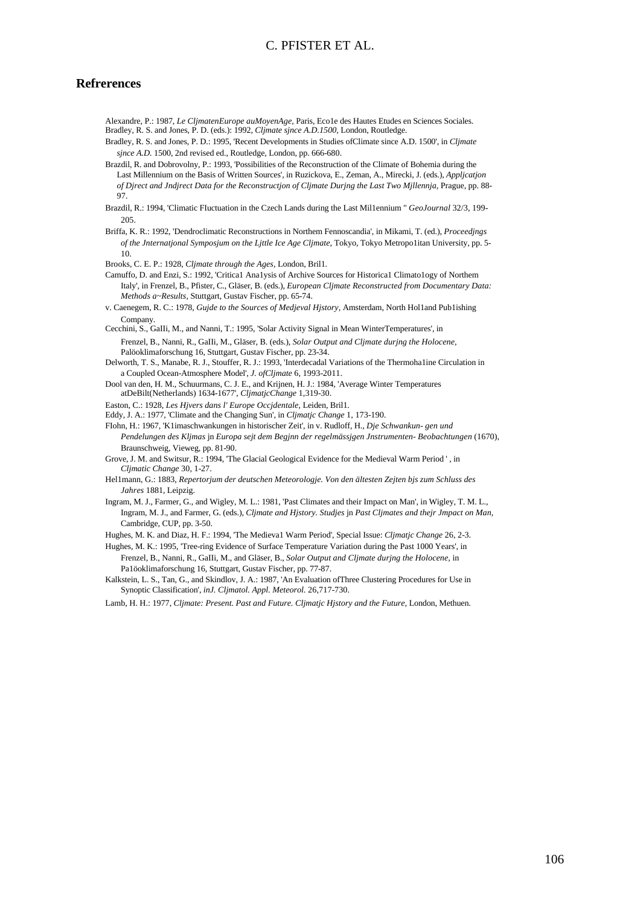## Refrerences

Alexandre, P.: 1987, *Le CljmatenEurope auMoyenAge*, Paris, Eco1e des Hautes Etudes en Sciences Sociales.

Bradley, R. S. and Jones, P. D. (eds.): 1992, *Cljmate sjnce A.D.1500*, London, Routledge.

Bradley, R. S. and Jones, P. D.: 1995, 'Recent Developments in Studies ofClimate since A.D. 1500', in *Cljmate sjnce A.D.* 1500, 2nd revised ed., Routledge, London, pp. 666-680.

Brazdil, R. and Dobrovolny, P.: 1993, 'Possibilities of the Reconstruction of the Climate of Bohemia during the Last Millennium on the Basis of Written Sources', in Ruzickova, E., Zeman, A., Mirecki, J. (eds.), *Appljcatjon of Djrect and Jndjrect Data for the Reconstructjon of Cljmate Durjng the Last Two Mjllennja*, Prague, pp. 88-97.

Brazdil, R.: 1994, 'Climatic FIuctuation in the Czech Lands during the Last Mil1ennium " *GeoJournal* 32/3, 199-205.

Briffa, K. R.: 1992, 'Dendroclimatic Reconstructions in Northem Fennoscandia', in Mikami, T. (ed.), *Proceedjngs of the Jnternatjonal Symposjum on the Ljttle Ice Age Cljmate*, Tokyo, Tokyo Metropo1itan University, pp. 5-10.

Brooks, C. E. P.: 1928, *Cljmate through the Ages*, London, Bril1.

Camuffo, D. and Enzi, S.: 1992, 'Critica1 Ana1ysis of Archive Sources for Historica1 Climato1ogy of Northem Italy', in Frenzel, B., Pfister, C., Gläser, B. (eds.), *European Cljmate Reconstructed from Documentary Data: Methods a~Results*, Stuttgart, Gustav Fischer, pp. 65-74.

v. Caenegem, R. C.: 1978, *Gujde to the Sources of Medjeval Hjstory*, Amsterdam, North Hol1and Pub1ishing Company.

Cecchini, S., GaIIi, M., and Nanni, T.: 1995, 'Solar Activity Signal in Mean WinterTemperatures', in Frenzel, B., Nanni, R., GaIIi, M., Gläser, B. (eds.), *Solar Output and Cljmate durjng the Holocene*, Palöoklimaforschung 16, Stuttgart, Gustav Fischer, pp. 23-34.

Delworth, T. S., Manabe, R. J., Stouffer, R. J.: 1993, 'Interdecadal Variations of the Thermoha1ine Circulation in a Coupled Ocean-Atmosphere Model', *J. ofCljmate* 6, 1993-2011.

Dool van den, H. M., Schuurmans, C. J. E., and Krijnen, H. J.: 1984, 'Average Winter Temperatures atDeBilt(Netherlands) 1634-1677', *CljmatjcChange* 1,319-30.

Easton, C.: 1928, *Les Hjvers dans l' Europe Occjdentale*, Leiden, Bril1.

Eddy, J. A.: 1977, 'Climate and the Changing Sun', in *Cljmatjc Change* 1, 173-190.

FIohn, H.: 1967, 'K1imaschwankungen in historischer Zeit', in v. Rudloff, H., *Dje Schwankun- gen und Pendelungen des Kljmas* jn *Europa sejt dem Begjnn der regelmässjgen Jnstrumenten- Beobachtungen* (1670), Braunschweig, Vieweg, pp. 81-90.

Grove, J. M. and Switsur, R.: 1994, 'The Glacial Geological Evidence for the Medieval Warm Period ' , in *Cljmatic Change* 30, 1-27.

Hel1mann, G.: 1883, *Repertorjum der deutschen Meteorologje. Von den ältesten Zejten bjs zum Schluss des Jahres* 1881, Leipzig.

Ingram, M. J., Farmer, G., and Wigley, M. L.: 1981, 'Past Climates and their Impact on Man', in Wigley, T. M. L., Ingram, M. J., and Farmer, G. (eds.), *Cljmate and Hjstory. Studjes* jn *Past Cljmates and thejr Jmpact on Man*, Cambridge, CUP, pp. 3-50.

Hughes, M. K. and Diaz, H. F.: 1994, 'The Medieva1 Warm Period', Special Issue: *Cljmatjc Change* 26, 2-3.

Hughes, M. K.: 1995, 'Tree-ring Evidence of Surface Temperature Variation during the Past 1000 Years', in Frenzel, B., Nanni, R., GaIIi, M., and Gläser, B., *Solar Output and Cljmate durjng the Holocene*, in Pa1öoklimaforschung 16, Stuttgart, Gustav Fischer, pp. 77-87.

Kalkstein, L. S., Tan, G., and Skindlov, J. A.: 1987, 'An Evaluation ofThree Clustering Procedures for Use in Synoptic Classification', *inJ. Cljmatol. Appl. Meteorol.* 26,717-730.

Lamb, H. H.: 1977, *Cljmate: Present. Past and Future. Cljmatjc Hjstory and the Future*, London, Methuen.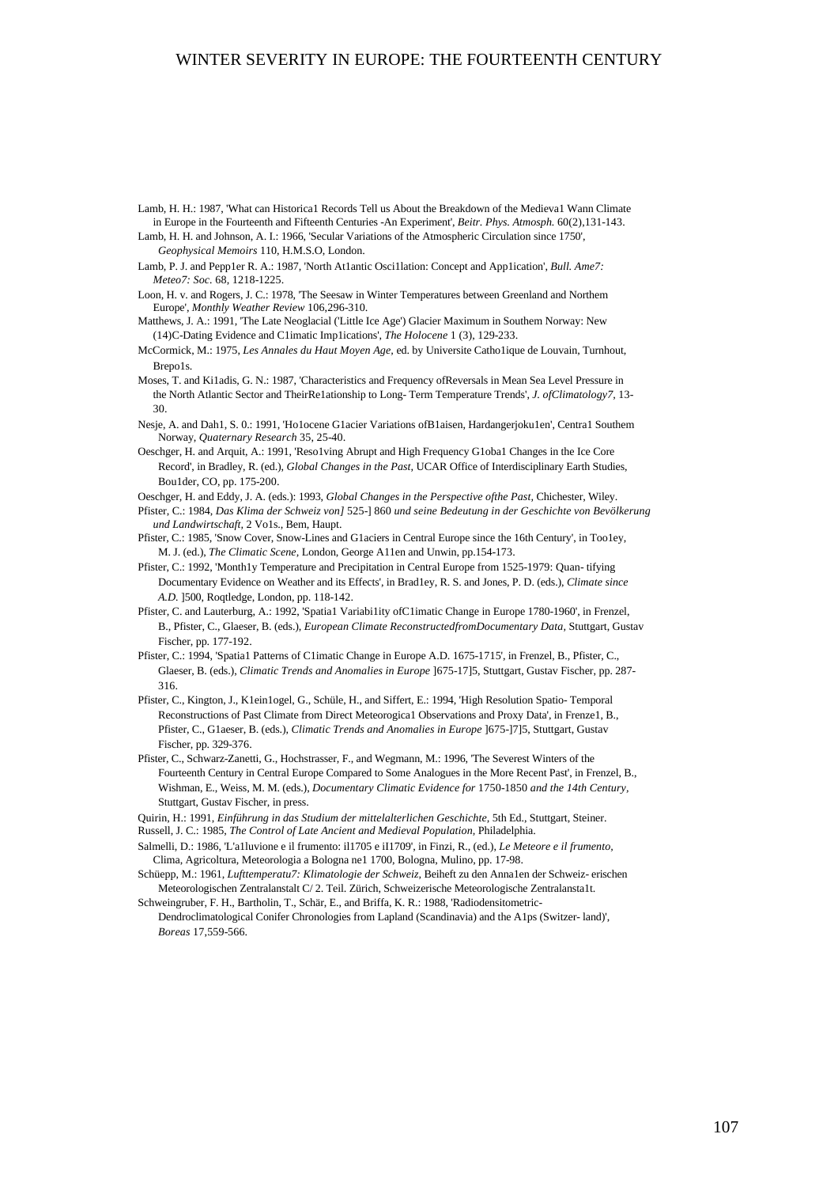Lamb, H. H.: 1987, 'What can Historica1 Records Tell us About the Breakdown of the Medieva1 Wann Climate in Europe in the Fourteenth and Fifteenth Centuries -An Experiment', *Beitr. Phys. Atmosph.* 60(2),131-143.

Lamb, H. H. and Johnson, A. I.: 1966, 'Secular Variations of the Atmospheric Circulation since 1750', *Geophysical Memoirs* 110, H.M.S.O, London.

Lamb, P. J. and Pepp1er R. A.: 1987, 'North At1antic Osci1lation: Concept and App1ication', *Bull. Ame7: Meteo7: Soc.* 68, 1218-1225.

Loon, H. v. and Rogers, J. C.: 1978, 'The Seesaw in Winter Temperatures between Greenland and Northem Europe', *Monthly Weather Review* 106,296-310.

Matthews, J. A.: 1991, 'The Late Neoglacial ('Little Ice Age') Glacier Maximum in Southem Norway: New (14)C-Dating Evidence and C1imatic Imp1ications', *The Holocene* 1 (3), 129-233.

McCormick, M.: 1975, *Les Annales du Haut Moyen Age*, ed. by Universite Catho1ique de Louvain, Turnhout, Brepo1s.

Moses, T. and Ki1adis, G. N.: 1987, 'Characteristics and Frequency ofReversals in Mean Sea Level Pressure in the North Atlantic Sector and TheirRe1ationship to Long- Term Temperature Trends', *J. ofClimatology7*, 13-30.

Nesje, A. and Dah1, S. 0.: 1991, 'Ho1ocene G1acier Variations ofB1aisen, Hardangerjoku1en', Centra1 Southem Norway, *Quaternary Research* 35, 25-40.

Oeschger, H. and Arquit, A.: 1991, 'Reso1ving Abrupt and High Frequency G1oba1 Changes in the Ice Core Record', in Bradley, R. (ed.), *Global Changes in the Past*, UCAR Office of Interdisciplinary Earth Studies, Bou1der, CO, pp. 175-200.

Oeschger, H. and Eddy, J. A. (eds.): 1993, *Global Changes in the Perspective ofthe Past*, Chichester, Wiley.

Pfister, C.: 1984, *Das Klima der Schweiz von]* 525-] 860 *und seine Bedeutung in der Geschichte von Bevölkerung und Landwirtschaft*, 2 Vo1s., Bem, Haupt.

Pfister, C.: 1985, 'Snow Cover, Snow-Lines and G1aciers in Central Europe since the 16th Century', in Too1ey, M. J. (ed.), *The Climatic Scene*, London, George A11en and Unwin, pp.154-173.

Pfister, C.: 1992, 'Month1y Temperature and Precipitation in Central Europe from 1525-1979: Quan- tifying Documentary Evidence on Weather and its Effects', in Brad1ey, R. S. and Jones, P. D. (eds.), *Climate since A.D.* ]500, Roqtledge, London, pp. 118-142.

Pfister, C. and Lauterburg, A.: 1992, 'Spatia1 Variabi1ity ofC1imatic Change in Europe 1780-1960', in Frenzel, B., Pfister, C., Glaeser, B. (eds.), *European Climate ReconstructedfromDocumentary Data*, Stuttgart, Gustav Fischer, pp. 177-192.

Pfister, C.: 1994, 'Spatia1 Patterns of C1imatic Change in Europe A.D. 1675-1715', in Frenzel, B., Pfister, C., Glaeser, B. (eds.), *Climatic Trends and Anomalies in Europe* ]675-17]5, Stuttgart, Gustav Fischer, pp. 287-316.

Pfister, C., Kington, J., K1ein1ogel, G., Schüle, H., and Siffert, E.: 1994, 'High Resolution Spatio- Temporal Reconstructions of Past Climate from Direct Meteorogica1 Observations and Proxy Data', in Frenze1, B., Pfister, C., G1aeser, B. (eds.), *Climatic Trends and Anomalies in Europe* ]675-]7]5, Stuttgart, Gustav Fischer, pp. 329-376.

Pfister, C., Schwarz-Zanetti, G., Hochstrasser, F., and Wegmann, M.: 1996, 'The Severest Winters of the Fourteenth Century in Central Europe Compared to Some Analogues in the More Recent Past', in Frenzel, B., Wishman, E., Weiss, M. M. (eds.), *Documentary Climatic Evidence for* 1750-1850 *and the 14th Century*, Stuttgart, Gustav Fischer, in press.

Quirin, H.: 1991, *Einführung in das Studium der mittelalterlichen Geschichte*, 5th Ed., Stuttgart, Steiner.

Russell, J. C.: 1985, *The Control of Late Ancient and Medieval Population*, Philadelphia.

Salmelli, D.: 1986, 'L'a1luvione e il frumento: il1705 e il1709', in Finzi, R., (ed.), *Le Meteore e il frumento*, Clima, Agricoltura, Meteorologia a Bologna ne1 1700, Bologna, Mulino, pp. 17-98.

Schüepp, M.: 1961, *Lufttemperatu7: Klimatologie der Schweiz*, Beiheft zu den Anna1en der Schweiz- erischen Meteorologischen Zentralanstalt C/ 2. Teil. Zürich, Schweizerische Meteorologische Zentralansta1t.

Schweingruber, F. H., Bartholin, T., Schär, E., and Briffa, K. R.: 1988, 'Radiodensitometric- Dendroclimatological Conifer Chronologies from Lapland (Scandinavia) and the A1ps (Switzer- land)', *Boreas* 17,559-566.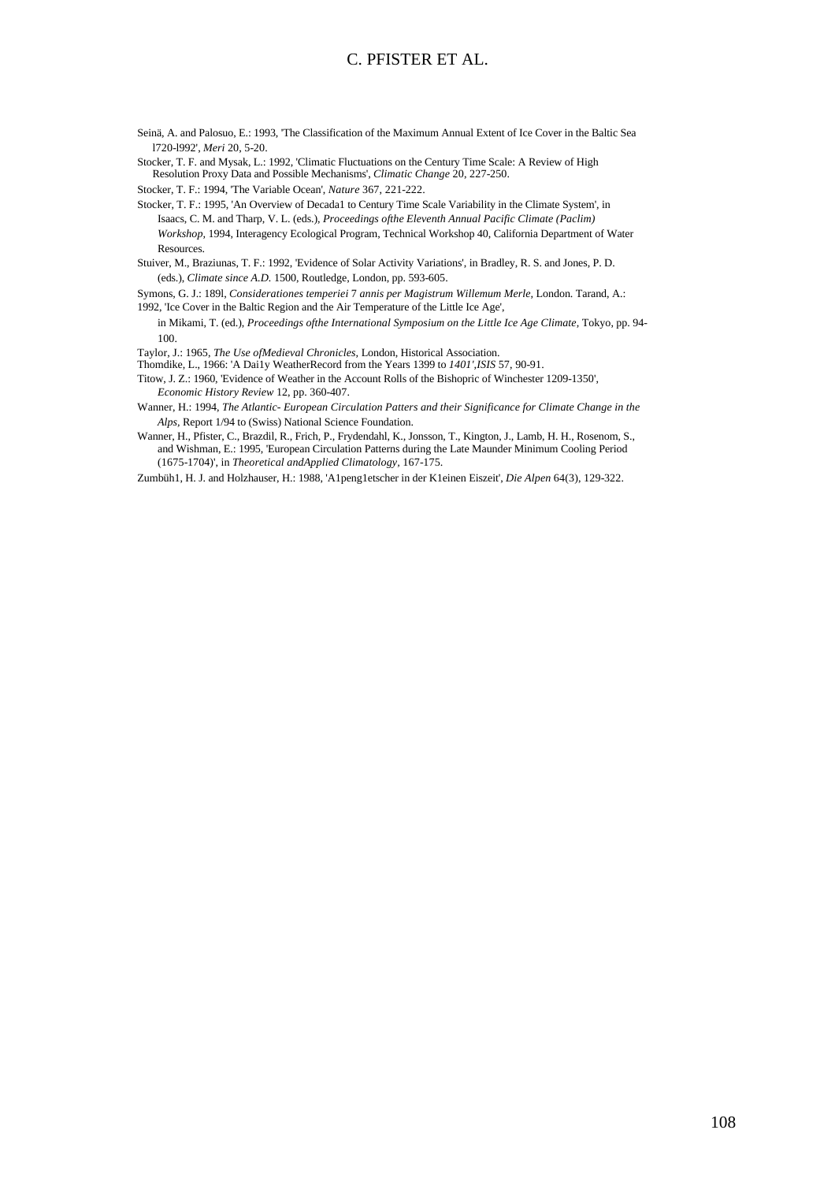Seinä, A. and Palosuo, E.: 1993, 'The Classification of the Maximum Annual Extent of Ice Cover in the Baltic Sea l720-l992', *Meri* 20, 5-20.

Stocker, T. F. and Mysak, L.: 1992, 'Climatic Fluctuations on the Century Time Scale: A Review of High Resolution Proxy Data and Possible Mechanisms', *Climatic Change* 20, 227-250.

Stocker, T. F.: 1994, 'The Variable Ocean', *Nature* 367, 221-222.

Stocker, T. F.: 1995, 'An Overview of Decada1 to Century Time Scale Variability in the Climate System', in Isaacs, C. M. and Tharp, V. L. (eds.), *Proceedings ofthe Eleventh Annual Pacific Climate (Paclim) Workshop*, 1994, Interagency Ecological Program, Technical Workshop 40, California Department of Water Resources.

Stuiver, M., Braziunas, T. F.: 1992, 'Evidence of Solar Activity Variations', in Bradley, R. S. and Jones, P. D. (eds.), *Climate since A.D.* 1500, Routledge, London, pp. 593-605.

Symons, G. J.: 189l, *Considerationes temperiei* 7 *annis per Magistrum Willemum Merle*, London. Tarand, A.: 1992, 'Ice Cover in the Baltic Region and the Air Temperature of the Little Ice Age', in Mikami, T. (ed.), *Proceedings ofthe International Symposium on the Little Ice Age Climate*, Tokyo, pp. 94-100.

Taylor, J.: 1965, *The Use ofMedieval Chronicles*, London, Historical Association.

Thomdike, L., 1966: 'A Dai1y WeatherRecord from the Years 1399 to *1401',ISIS* 57, 90-91.

Titow, J. Z.: 1960, 'Evidence of Weather in the Account Rolls of the Bishopric of Winchester 1209-1350', *Economic History Review* 12, pp. 360-407.

Wanner, H.: 1994, *The Atlantic- European Circulation Patters and their Significance for Climate Change in the Alps*, Report 1/94 to (Swiss) National Science Foundation.

Wanner, H., Pfister, C., Brazdil, R., Frich, P., Frydendahl, K., Jonsson, T., Kington, J., Lamb, H. H., Rosenom, S., and Wishman, E.: 1995, 'European Circulation Patterns during the Late Maunder Minimum Cooling Period (1675-1704)', in *Theoretical andApplied Climatology*, 167-175.

Zumbüh1, H. J. and Holzhauser, H.: 1988, 'A1peng1etscher in der K1einen Eiszeit', *Die Alpen* 64(3), 129-322.